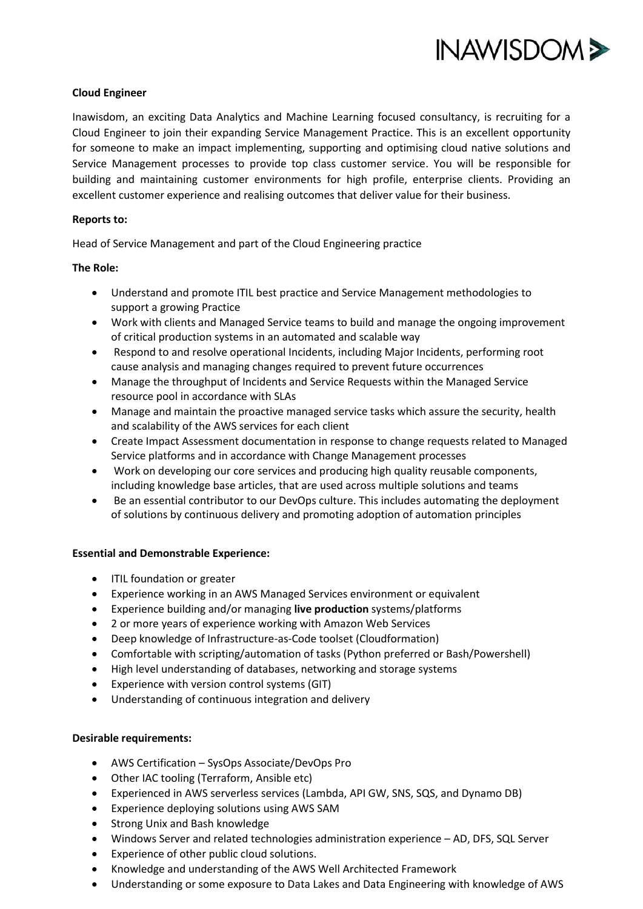**Cloud Engineer**

Inawisdom, an exciting Data Analytics and Machine Learning focused consultancy, is recruiting for a Cloud Engineer to join their expanding Service Management Practice. This is an excellent opportunity for someone to make an impact implementing, supporting and optimising cloud native solutions and Service Management processes to provide top class customer service. You will be responsible for building and maintaining customer environments for high profile, enterprise clients. Providing an excellent customer experience and realising outcomes that deliver value for their business.

**Reports to:**

Head of Service Management and part of the Cloud Engineering practice

**The Role:**

- Understand and promote ITIL best practice and Service Management methodologies to support a growing Practice
- Work with clients and Managed Service teams to build and manage the ongoing improvement of critical production systems in an automated and scalable way
- Respond to and resolve operational Incidents, including Major Incidents, performing root cause analysis and managing changes required to prevent future occurrences
- Manage the throughput of Incidents and Service Requests within the Managed Service resource pool in accordance with SLAs
- Manage and maintain the proactive managed service tasks which assure the security, health and scalability of the AWS services for each client
- Create Impact Assessment documentation in response to change requests related to Managed Service platforms and in accordance with Change Management processes
- Work on developing our core services and producing high quality reusable components, including knowledge base articles, that are used across multiple solutions and teams
- Be an essential contributor to our DevOps culture. This includes automating the deployment of solutions by continuous delivery and promoting adoption of automation principles

**Essential and Demonstrable Experience:**

- ITIL foundation or greater
- Experience working in an AWS Managed Services environment or equivalent
- Experience building and/or managing **live production** systems/platforms
- 2 or more years of experience working with Amazon Web Services
- Deep knowledge of Infrastructure-as-Code toolset (Cloudformation)
- Comfortable with scripting/automation of tasks (Python preferred or Bash/Powershell)
- High level understanding of databases, networking and storage systems
- Experience with version control systems (GIT)
- Understanding of continuous integration and delivery

**Desirable requirements:**

- AWS Certification – SysOps Associate/DevOps Pro
- Other IAC tooling (Terraform, Ansible etc)
- Experienced in AWS serverless services (Lambda, API GW, SNS, SQS, and Dynamo DB)
- Experience deploying solutions using AWS SAM
- Strong Unix and Bash knowledge
- Windows Server and related technologies administration experience – AD, DFS, SQL Server
- Experience of other public cloud solutions.
- Knowledge and understanding of the AWS Well Architected Framework
- Understanding or some exposure to Data Lakes and Data Engineering with knowledge of AWS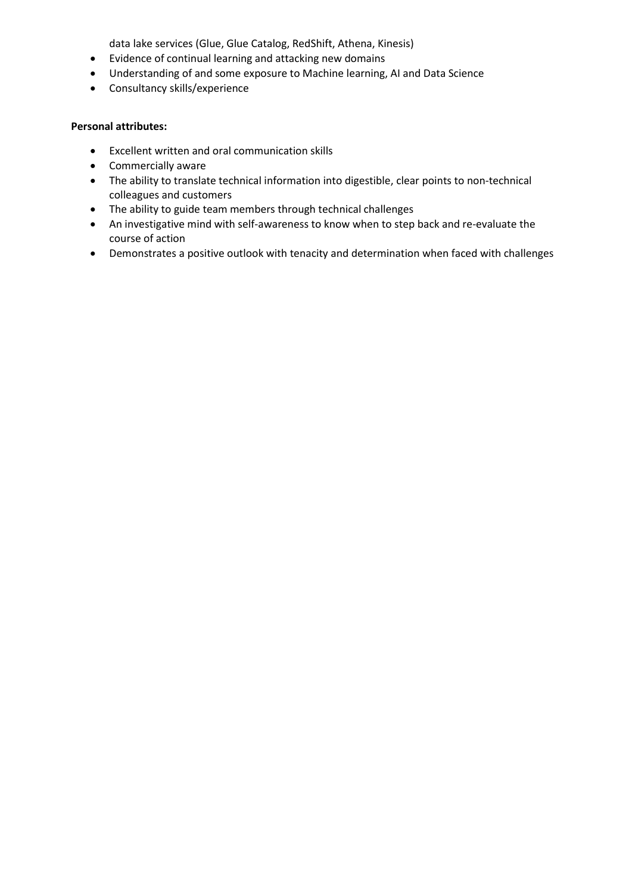data lake services (Glue, Glue Catalog, RedShift, Athena, Kinesis)

- Evidence of continual learning and attacking new domains
- Understanding of and some exposure to Machine learning, AI and Data Science
- Consultancy skills/experience

**Personal attributes:**

- Excellent written and oral communication skills
- Commercially aware
- The ability to translate technical information into digestible, clear points to non-technical colleagues and customers
- The ability to guide team members through technical challenges
- An investigative mind with self-awareness to know when to step back and re-evaluate the course of action
- Demonstrates a positive outlook with tenacity and determination when faced with challenges